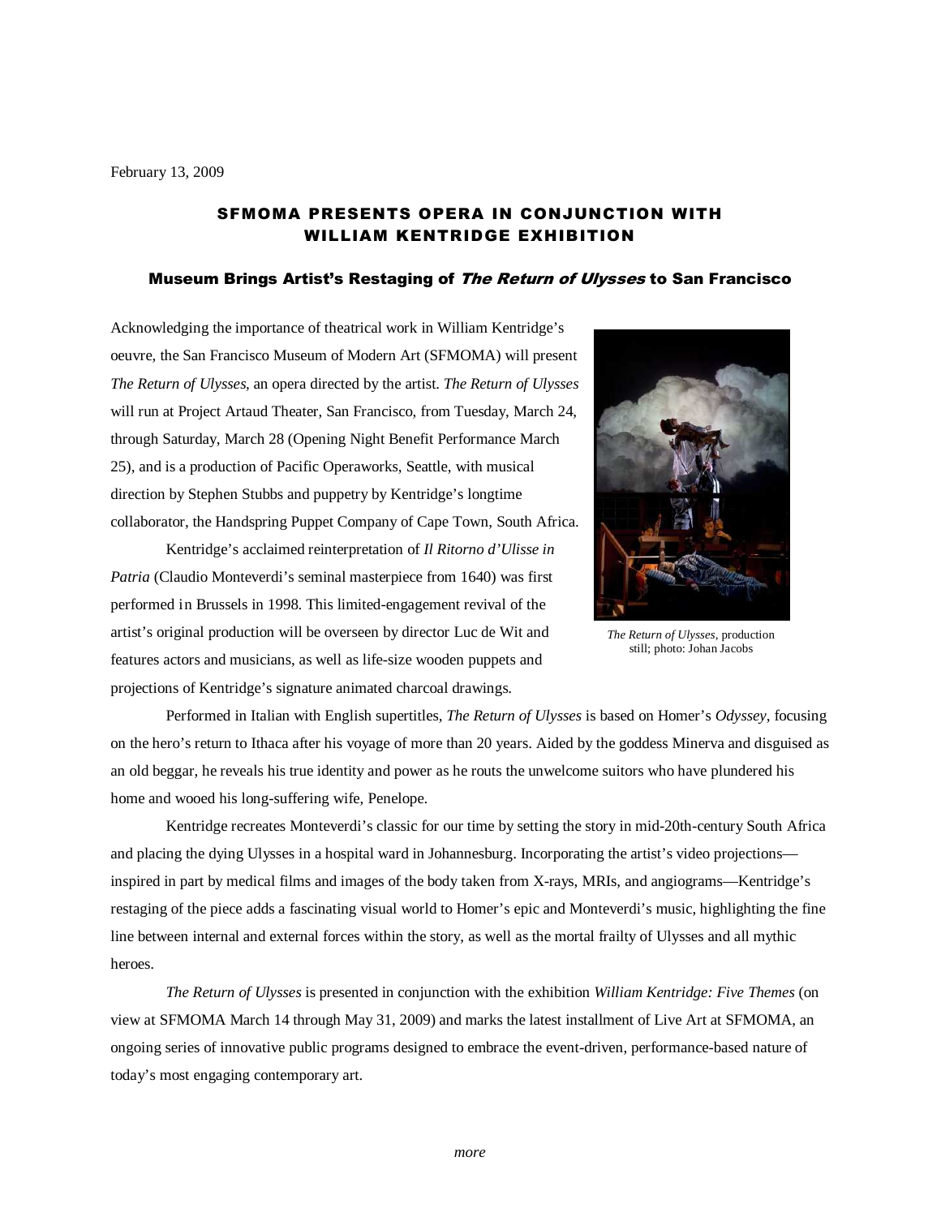February 13, 2009

# SFMOMA PRESENTS OPERA IN CONJUNCTION WITH WILLIAM KENTRIDGE EXHIBITION

## Museum Brings Artist's Restaging of *The Return of Ulysses* to San Francisco

Acknowledging the importance of theatrical work in William Kentridge's oeuvre, the San Francisco Museum of Modern Art (SFMOMA) will present *The Return of Ulysses*, an opera directed by the artist. *The Return of Ulysses* will run at Project Artaud Theater, San Francisco, from Tuesday, March 24, through Saturday, March 28 (Opening Night Benefit Performance March 25), and is a production of Pacific Operaworks, Seattle, with musical direction by Stephen Stubbs and puppetry by Kentridge's longtime collaborator, the Handspring Puppet Company of Cape Town, South Africa.

*The Return of Ulysses*, production still; photo: Johan Jacobs

Kentridge's acclaimed reinterpretation of *Il Ritorno d'Ulisse in Patria* (Claudio Monteverdi's seminal masterpiece from 1640) was first performed in Brussels in 1998. This limited-engagement revival of the artist's original production will be overseen by director Luc de Wit and features actors and musicians, as well as life-size wooden puppets and projections of Kentridge's signature animated charcoal drawings.

Performed in Italian with English supertitles, *The Return of Ulysses* is based on Homer's *Odyssey*, focusing on the hero's return to Ithaca after his voyage of more than 20 years. Aided by the goddess Minerva and disguised as an old beggar, he reveals his true identity and power as he routs the unwelcome suitors who have plundered his home and wooed his long-suffering wife, Penelope.

Kentridge recreates Monteverdi's classic for our time by setting the story in mid-20th-century South Africa and placing the dying Ulysses in a hospital ward in Johannesburg. Incorporating the artist's video projections—inspired in part by medical films and images of the body taken from X-rays, MRIs, and angiograms—Kentridge's restaging of the piece adds a fascinating visual world to Homer's epic and Monteverdi's music, highlighting the fine line between internal and external forces within the story, as well as the mortal frailty of Ulysses and all mythic heroes.

*The Return of Ulysses* is presented in conjunction with the exhibition *William Kentridge: Five Themes* (on view at SFMOMA March 14 through May 31, 2009) and marks the latest installment of Live Art at SFMOMA, an ongoing series of innovative public programs designed to embrace the event-driven, performance-based nature of today's most engaging contemporary art.

*more*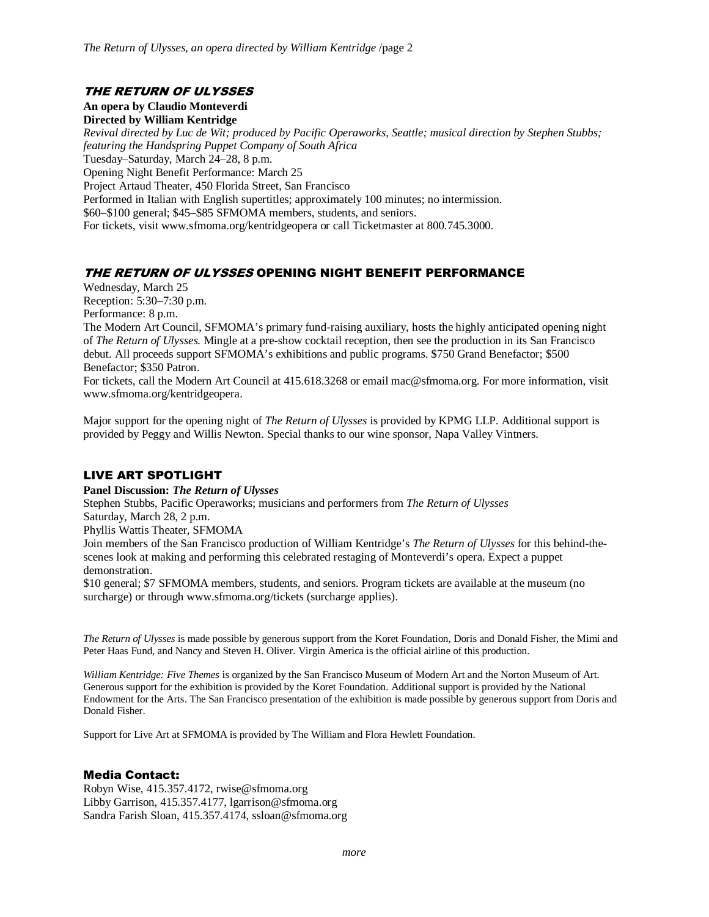## *THE RETURN OF ULYSSES*

**An opera by Claudio Monteverdi**
**Directed by William Kentridge**
*Revival directed by Luc de Wit; produced by Pacific Operaworks, Seattle; musical direction by Stephen Stubbs; featuring the Handspring Puppet Company of South Africa*
Tuesday–Saturday, March 24–28, 8 p.m.
Opening Night Benefit Performance: March 25
Project Artaud Theater, 450 Florida Street, San Francisco
Performed in Italian with English supertitles; approximately 100 minutes; no intermission.
$60–$100 general; $45–$85 SFMOMA members, students, and seniors.
For tickets, visit www.sfmoma.org/kentridgeopera or call Ticketmaster at 800.745.3000.

## *THE RETURN OF ULYSSES* OPENING NIGHT BENEFIT PERFORMANCE

Wednesday, March 25
Reception: 5:30–7:30 p.m.
Performance: 8 p.m.
The Modern Art Council, SFMOMA's primary fund-raising auxiliary, hosts the highly anticipated opening night of *The Return of Ulysses.* Mingle at a pre-show cocktail reception, then see the production in its San Francisco debut. All proceeds support SFMOMA's exhibitions and public programs. $750 Grand Benefactor; $500 Benefactor; $350 Patron.
For tickets, call the Modern Art Council at 415.618.3268 or email mac@sfmoma.org. For more information, visit www.sfmoma.org/kentridgeopera.

Major support for the opening night of *The Return of Ulysses* is provided by KPMG LLP. Additional support is provided by Peggy and Willis Newton. Special thanks to our wine sponsor, Napa Valley Vintners.

## LIVE ART SPOTLIGHT

**Panel Discussion: *The Return of Ulysses***
Stephen Stubbs, Pacific Operaworks; musicians and performers from *The Return of Ulysses*
Saturday, March 28, 2 p.m.
Phyllis Wattis Theater, SFMOMA
Join members of the San Francisco production of William Kentridge's *The Return of Ulysses* for this behind-the-scenes look at making and performing this celebrated restaging of Monteverdi's opera. Expect a puppet demonstration.
$10 general; $7 SFMOMA members, students, and seniors. Program tickets are available at the museum (no surcharge) or through www.sfmoma.org/tickets (surcharge applies).

*The Return of Ulysses* is made possible by generous support from the Koret Foundation, Doris and Donald Fisher, the Mimi and Peter Haas Fund, and Nancy and Steven H. Oliver. Virgin America is the official airline of this production.

*William Kentridge: Five Themes* is organized by the San Francisco Museum of Modern Art and the Norton Museum of Art. Generous support for the exhibition is provided by the Koret Foundation. Additional support is provided by the National Endowment for the Arts. The San Francisco presentation of the exhibition is made possible by generous support from Doris and Donald Fisher.

Support for Live Art at SFMOMA is provided by The William and Flora Hewlett Foundation.

## Media Contact:

Robyn Wise, 415.357.4172, rwise@sfmoma.org
Libby Garrison, 415.357.4177, lgarrison@sfmoma.org
Sandra Farish Sloan, 415.357.4174, ssloan@sfmoma.org

*more*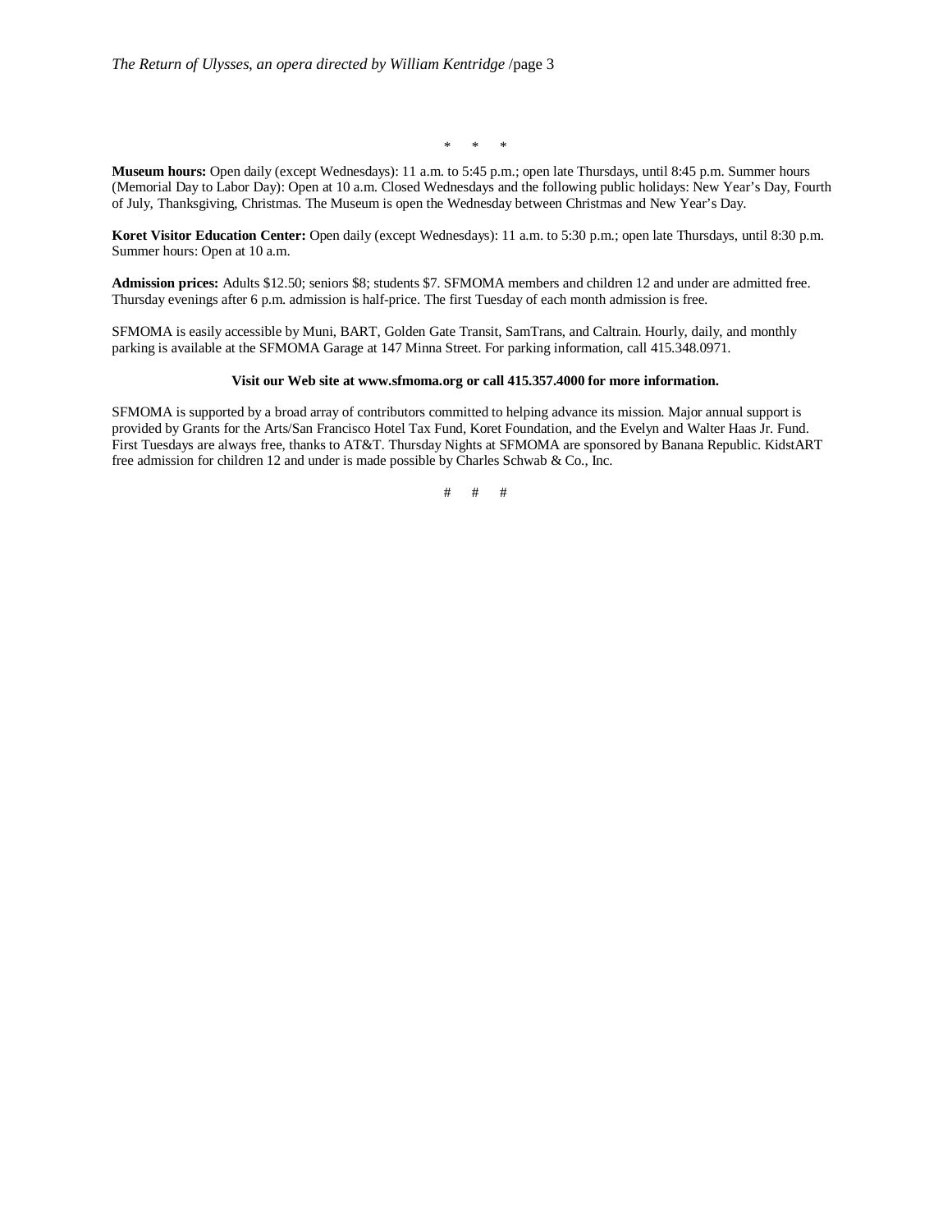\*     \*     \*

**Museum hours:** Open daily (except Wednesdays): 11 a.m. to 5:45 p.m.; open late Thursdays, until 8:45 p.m. Summer hours (Memorial Day to Labor Day): Open at 10 a.m. Closed Wednesdays and the following public holidays: New Year's Day, Fourth of July, Thanksgiving, Christmas. The Museum is open the Wednesday between Christmas and New Year's Day.

**Koret Visitor Education Center:** Open daily (except Wednesdays): 11 a.m. to 5:30 p.m.; open late Thursdays, until 8:30 p.m. Summer hours: Open at 10 a.m.

**Admission prices:** Adults $12.50; seniors $8; students $7. SFMOMA members and children 12 and under are admitted free. Thursday evenings after 6 p.m. admission is half-price. The first Tuesday of each month admission is free.

SFMOMA is easily accessible by Muni, BART, Golden Gate Transit, SamTrans, and Caltrain. Hourly, daily, and monthly parking is available at the SFMOMA Garage at 147 Minna Street. For parking information, call 415.348.0971.

**Visit our Web site at www.sfmoma.org or call 415.357.4000 for more information.**

SFMOMA is supported by a broad array of contributors committed to helping advance its mission. Major annual support is provided by Grants for the Arts/San Francisco Hotel Tax Fund, Koret Foundation, and the Evelyn and Walter Haas Jr. Fund. First Tuesdays are always free, thanks to AT&T. Thursday Nights at SFMOMA are sponsored by Banana Republic. KidstART free admission for children 12 and under is made possible by Charles Schwab & Co., Inc.

\#     #     #